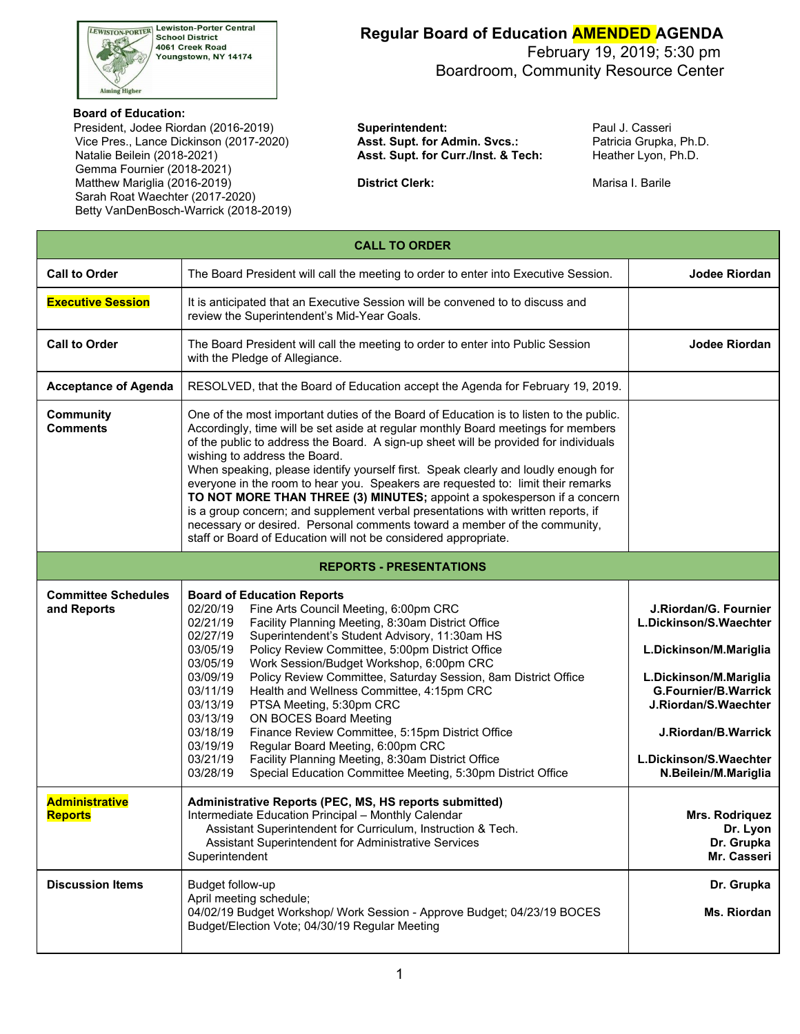Lewiston-Porter Central School District
4061 Creek Road
Youngstown, NY 14174

# Regular Board of Education AMENDED AGENDA

February 19, 2019; 5:30 pm
Boardroom, Community Resource Center

**Board of Education:**
President, Jodee Riordan (2016-2019)
Vice Pres., Lance Dickinson (2017-2020)
Natalie Beilein (2018-2021)
Gemma Fournier (2018-2021)
Matthew Mariglia (2016-2019)
Sarah Roat Waechter (2017-2020)
Betty VanDenBosch-Warrick (2018-2019)

**Superintendent:** Paul J. Casseri
**Asst. Supt. for Admin. Svcs.:** Patricia Grupka, Ph.D.
**Asst. Supt. for Curr./Inst. & Tech:** Heather Lyon, Ph.D.

**District Clerk:** Marisa I. Barile

| CALL TO ORDER | | |
|---|---|---|
| **Call to Order** | The Board President will call the meeting to order to enter into Executive Session. | **Jodee Riordan** |
| **Executive Session** | It is anticipated that an Executive Session will be convened to to discuss and review the Superintendent's Mid-Year Goals. | |
| **Call to Order** | The Board President will call the meeting to order to enter into Public Session with the Pledge of Allegiance. | **Jodee Riordan** |
| **Acceptance of Agenda** | RESOLVED, that the Board of Education accept the Agenda for February 19, 2019. | |
| **Community Comments** | One of the most important duties of the Board of Education is to listen to the public. Accordingly, time will be set aside at regular monthly Board meetings for members of the public to address the Board. A sign-up sheet will be provided for individuals wishing to address the Board.<br>When speaking, please identify yourself first. Speak clearly and loudly enough for everyone in the room to hear you. Speakers are requested to: limit their remarks **TO NOT MORE THAN THREE (3) MINUTES;** appoint a spokesperson if a concern is a group concern; and supplement verbal presentations with written reports, if necessary or desired. Personal comments toward a member of the community, staff or Board of Education will not be considered appropriate. | |
| **REPORTS - PRESENTATIONS** | | |
| **Committee Schedules and Reports** | **Board of Education Reports**<br>02/20/19 Fine Arts Council Meeting, 6:00pm CRC<br>02/21/19 Facility Planning Meeting, 8:30am District Office<br>02/27/19 Superintendent's Student Advisory, 11:30am HS<br>03/05/19 Policy Review Committee, 5:00pm District Office<br>03/05/19 Work Session/Budget Workshop, 6:00pm CRC<br>03/09/19 Policy Review Committee, Saturday Session, 8am District Office<br>03/11/19 Health and Wellness Committee, 4:15pm CRC<br>03/13/19 PTSA Meeting, 5:30pm CRC<br>03/13/19 ON BOCES Board Meeting<br>03/18/19 Finance Review Committee, 5:15pm District Office<br>03/19/19 Regular Board Meeting, 6:00pm CRC<br>03/21/19 Facility Planning Meeting, 8:30am District Office<br>03/28/19 Special Education Committee Meeting, 5:30pm District Office | **J.Riordan/G. Fournier**<br>**L.Dickinson/S.Waechter**<br><br>**L.Dickinson/M.Mariglia**<br><br>**L.Dickinson/M.Mariglia**<br>**G.Fournier/B.Warrick**<br>**J.Riordan/S.Waechter**<br><br>**J.Riordan/B.Warrick**<br><br>**L.Dickinson/S.Waechter**<br>**N.Beilein/M.Mariglia** |
| **Administrative Reports** | **Administrative Reports (PEC, MS, HS reports submitted)**<br>Intermediate Education Principal – Monthly Calendar<br>Assistant Superintendent for Curriculum, Instruction & Tech.<br>Assistant Superintendent for Administrative Services<br>Superintendent | <br>**Mrs. Rodriquez**<br>**Dr. Lyon**<br>**Dr. Grupka**<br>**Mr. Casseri** |
| **Discussion Items** | Budget follow-up<br>April meeting schedule;<br>04/02/19 Budget Workshop/ Work Session - Approve Budget; 04/23/19 BOCES Budget/Election Vote; 04/30/19 Regular Meeting | **Dr. Grupka**<br><br>**Ms. Riordan** |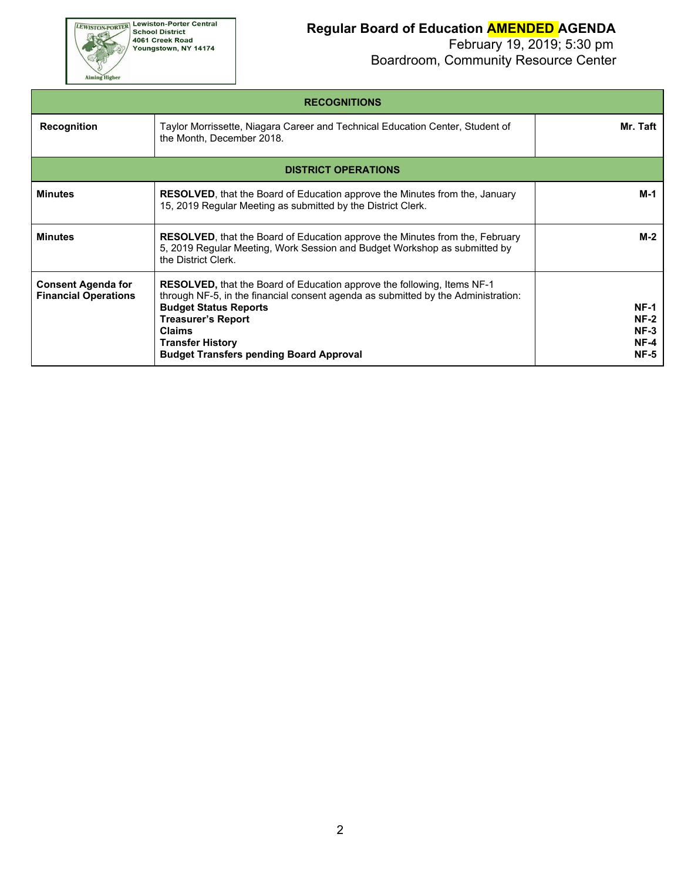Lewiston-Porter Central School District
4061 Creek Road
Youngstown, NY 14174

Aiming Higher

# Regular Board of Education AMENDED AGENDA

February 19, 2019; 5:30 pm
Boardroom, Community Resource Center

| RECOGNITIONS | | |
|---|---|---|
| **Recognition** | Taylor Morrissette, Niagara Career and Technical Education Center, Student of the Month, December 2018. | **Mr. Taft** |
| **DISTRICT OPERATIONS** | | |
| **Minutes** | **RESOLVED**, that the Board of Education approve the Minutes from the, January 15, 2019 Regular Meeting as submitted by the District Clerk. | **M-1** |
| **Minutes** | **RESOLVED**, that the Board of Education approve the Minutes from the, February 5, 2019 Regular Meeting, Work Session and Budget Workshop as submitted by the District Clerk. | **M-2** |
| **Consent Agenda for Financial Operations** | **RESOLVED,** that the Board of Education approve the following, Items NF-1 through NF-5, in the financial consent agenda as submitted by the Administration:<br>**Budget Status Reports**<br>**Treasurer's Report**<br>**Claims**<br>**Transfer History**<br>**Budget Transfers pending Board Approval** | <br><br>**NF-1**<br>**NF-2**<br>**NF-3**<br>**NF-4**<br>**NF-5** |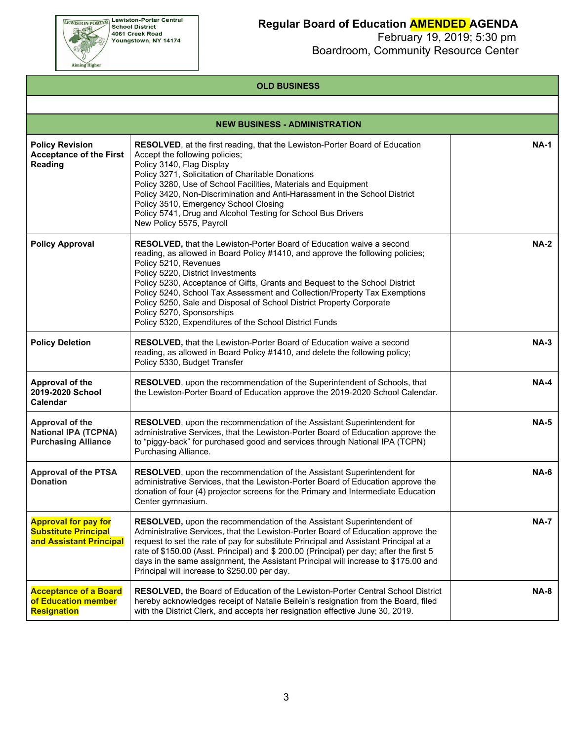**Lewiston-Porter Central School District**
4061 Creek Road
Youngstown, NY 14174

Aiming Higher

# Regular Board of Education AMENDED AGENDA

February 19, 2019; 5:30 pm
Boardroom, Community Resource Center

| OLD BUSINESS | | |
|---|---|---|
| | | |
| **NEW BUSINESS - ADMINISTRATION** | | |
| **Policy Revision Acceptance of the First Reading** | **RESOLVED**, at the first reading, that the Lewiston-Porter Board of Education Accept the following policies;<br>Policy 3140, Flag Display<br>Policy 3271, Solicitation of Charitable Donations<br>Policy 3280, Use of School Facilities, Materials and Equipment<br>Policy 3420, Non-Discrimination and Anti-Harassment in the School District<br>Policy 3510, Emergency School Closing<br>Policy 5741, Drug and Alcohol Testing for School Bus Drivers<br>New Policy 5575, Payroll | **NA-1** |
| **Policy Approval** | **RESOLVED,** that the Lewiston-Porter Board of Education waive a second reading, as allowed in Board Policy #1410, and approve the following policies;<br>Policy 5210, Revenues<br>Policy 5220, District Investments<br>Policy 5230, Acceptance of Gifts, Grants and Bequest to the School District<br>Policy 5240, School Tax Assessment and Collection/Property Tax Exemptions<br>Policy 5250, Sale and Disposal of School District Property Corporate<br>Policy 5270, Sponsorships<br>Policy 5320, Expenditures of the School District Funds | **NA-2** |
| **Policy Deletion** | **RESOLVED,** that the Lewiston-Porter Board of Education waive a second reading, as allowed in Board Policy #1410, and delete the following policy;<br>Policy 5330, Budget Transfer | **NA-3** |
| **Approval of the 2019-2020 School Calendar** | **RESOLVED**, upon the recommendation of the Superintendent of Schools, that the Lewiston-Porter Board of Education approve the 2019-2020 School Calendar. | **NA-4** |
| **Approval of the National IPA (TCPNA) Purchasing Alliance** | **RESOLVED**, upon the recommendation of the Assistant Superintendent for administrative Services, that the Lewiston-Porter Board of Education approve the to "piggy-back" for purchased good and services through National IPA (TCPN) Purchasing Alliance. | **NA-5** |
| **Approval of the PTSA Donation** | **RESOLVED**, upon the recommendation of the Assistant Superintendent for administrative Services, that the Lewiston-Porter Board of Education approve the donation of four (4) projector screens for the Primary and Intermediate Education Center gymnasium. | **NA-6** |
| **Approval for pay for Substitute Principal and Assistant Principal** | **RESOLVED,** upon the recommendation of the Assistant Superintendent of Administrative Services, that the Lewiston-Porter Board of Education approve the request to set the rate of pay for substitute Principal and Assistant Principal at a rate of $150.00 (Asst. Principal) and $ 200.00 (Principal) per day; after the first 5 days in the same assignment, the Assistant Principal will increase to $175.00 and Principal will increase to $250.00 per day. | **NA-7** |
| **Acceptance of a Board of Education member Resignation** | **RESOLVED,** the Board of Education of the Lewiston-Porter Central School District hereby acknowledges receipt of Natalie Beilein's resignation from the Board, filed with the District Clerk, and accepts her resignation effective June 30, 2019. | **NA-8** |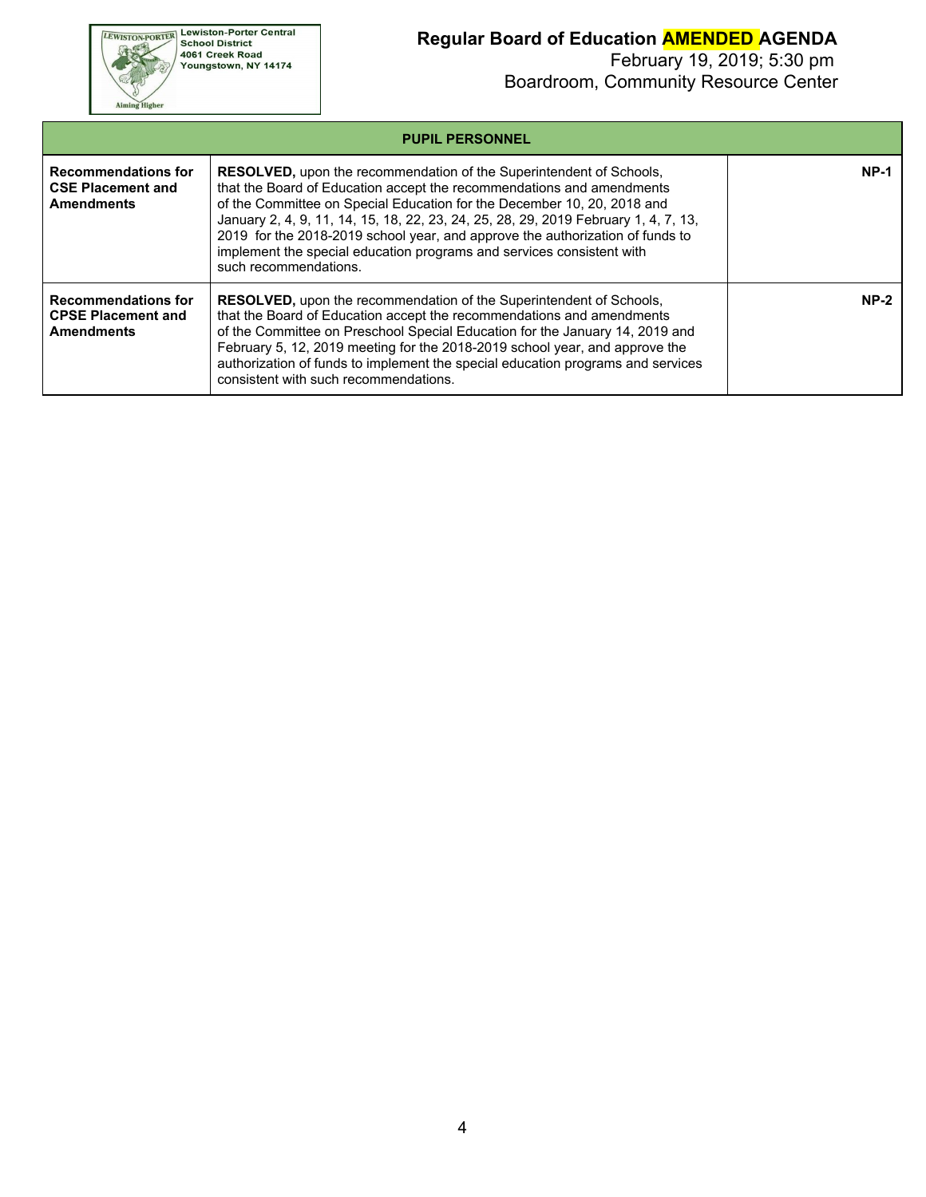Lewiston-Porter Central School District
4061 Creek Road
Youngstown, NY 14174

# Regular Board of Education AMENDED AGENDA

February 19, 2019; 5:30 pm
Boardroom, Community Resource Center

| PUPIL PERSONNEL | | |
|---|---|---|
| **Recommendations for CSE Placement and Amendments** | **RESOLVED,** upon the recommendation of the Superintendent of Schools, that the Board of Education accept the recommendations and amendments of the Committee on Special Education for the December 10, 20, 2018 and January 2, 4, 9, 11, 14, 15, 18, 22, 23, 24, 25, 28, 29, 2019 February 1, 4, 7, 13, 2019 for the 2018-2019 school year, and approve the authorization of funds to implement the special education programs and services consistent with such recommendations. | **NP-1** |
| **Recommendations for CPSE Placement and Amendments** | **RESOLVED,** upon the recommendation of the Superintendent of Schools, that the Board of Education accept the recommendations and amendments of the Committee on Preschool Special Education for the January 14, 2019 and February 5, 12, 2019 meeting for the 2018-2019 school year, and approve the authorization of funds to implement the special education programs and services consistent with such recommendations. | **NP-2** |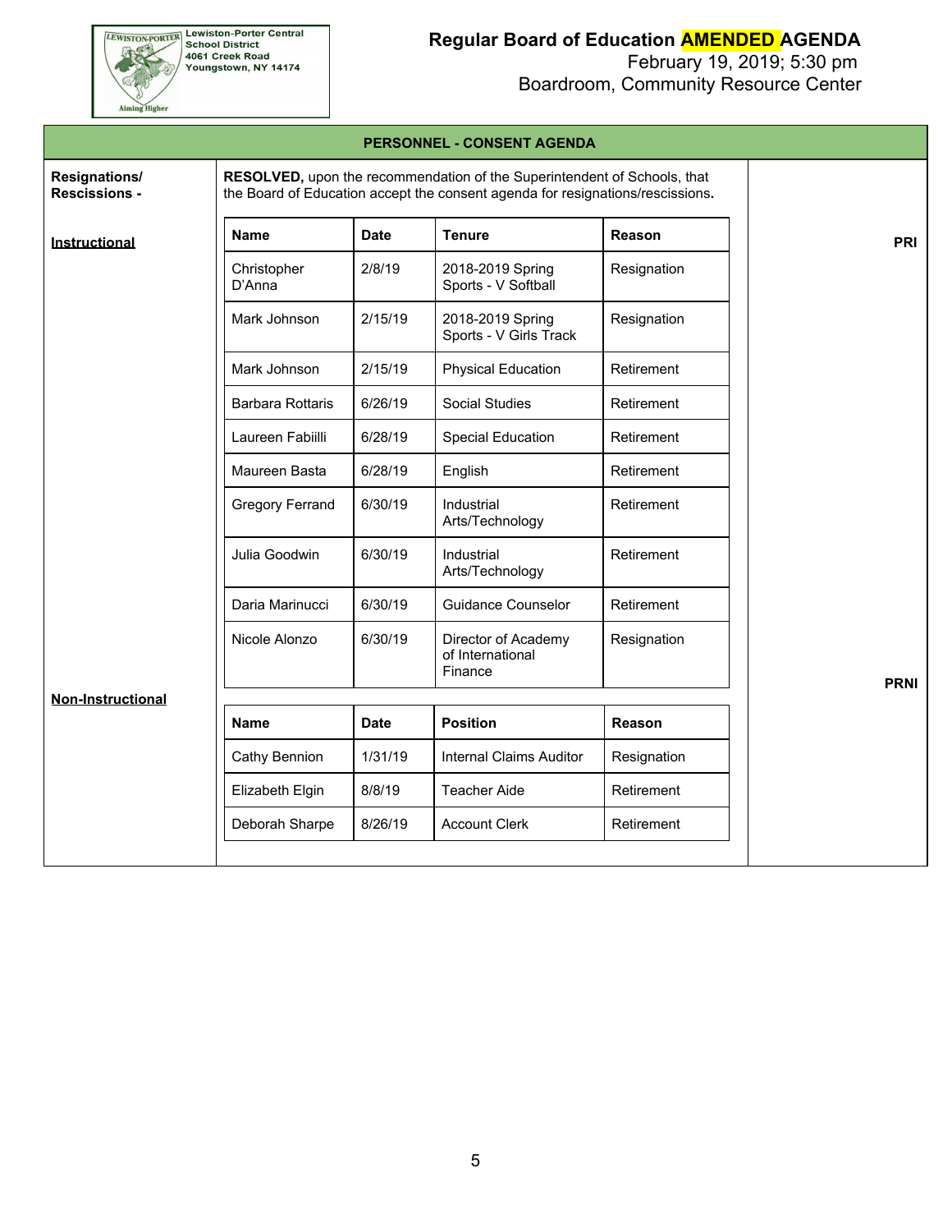Lewiston-Porter Central School District
4061 Creek Road
Youngstown, NY 14174

# Regular Board of Education AMENDED AGENDA

February 19, 2019; 5:30 pm
Boardroom, Community Resource Center

## PERSONNEL - CONSENT AGENDA

**Resignations/ Rescissions -**

**RESOLVED,** upon the recommendation of the Superintendent of Schools, that the Board of Education accept the consent agenda for resignations/rescissions**.**

**Instructional** — PRI

| Name | Date | Tenure | Reason |
|---|---|---|---|
| Christopher D'Anna | 2/8/19 | 2018-2019 Spring Sports - V Softball | Resignation |
| Mark Johnson | 2/15/19 | 2018-2019 Spring Sports - V Girls Track | Resignation |
| Mark Johnson | 2/15/19 | Physical Education | Retirement |
| Barbara Rottaris | 6/26/19 | Social Studies | Retirement |
| Laureen Fabiilli | 6/28/19 | Special Education | Retirement |
| Maureen Basta | 6/28/19 | English | Retirement |
| Gregory Ferrand | 6/30/19 | Industrial Arts/Technology | Retirement |
| Julia Goodwin | 6/30/19 | Industrial Arts/Technology | Retirement |
| Daria Marinucci | 6/30/19 | Guidance Counselor | Retirement |
| Nicole Alonzo | 6/30/19 | Director of Academy of International Finance | Resignation |

**Non-Instructional** — PRNI

| Name | Date | Position | Reason |
|---|---|---|---|
| Cathy Bennion | 1/31/19 | Internal Claims Auditor | Resignation |
| Elizabeth Elgin | 8/8/19 | Teacher Aide | Retirement |
| Deborah Sharpe | 8/26/19 | Account Clerk | Retirement |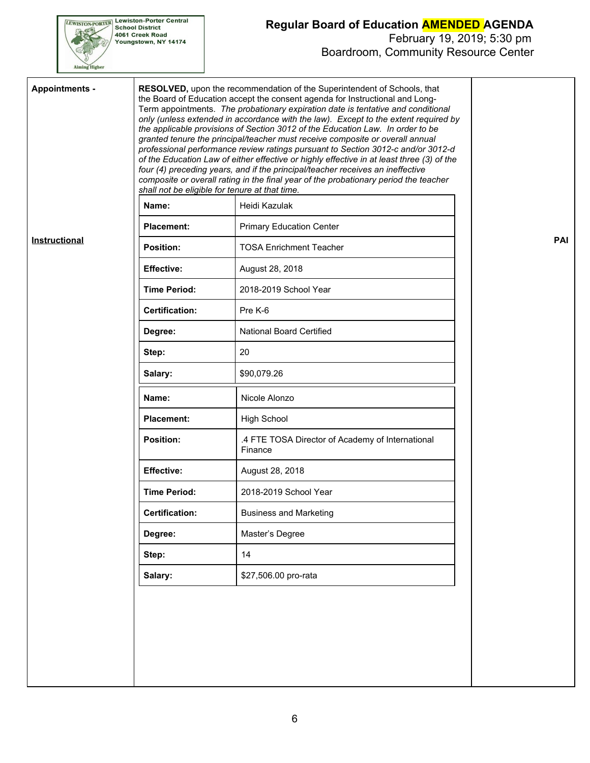**Appointments -**

**RESOLVED,** upon the recommendation of the Superintendent of Schools, that the Board of Education accept the consent agenda for Instructional and Long-Term appointments. *The probationary expiration date is tentative and conditional only (unless extended in accordance with the law). Except to the extent required by the applicable provisions of Section 3012 of the Education Law. In order to be granted tenure the principal/teacher must receive composite or overall annual professional performance review ratings pursuant to Section 3012-c and/or 3012-d of the Education Law of either effective or highly effective in at least three (3) of the four (4) preceding years, and if the principal/teacher receives an ineffective composite or overall rating in the final year of the probationary period the teacher shall not be eligible for tenure at that time.*

**Instructional** — **PAI**

| | |
|---|---|
| **Name:** | Heidi Kazulak |
| **Placement:** | Primary Education Center |
| **Position:** | TOSA Enrichment Teacher |
| **Effective:** | August 28, 2018 |
| **Time Period:** | 2018-2019 School Year |
| **Certification:** | Pre K-6 |
| **Degree:** | National Board Certified |
| **Step:** | 20 |
| **Salary:** | $90,079.26 |

| | |
|---|---|
| **Name:** | Nicole Alonzo |
| **Placement:** | High School |
| **Position:** | .4 FTE TOSA Director of Academy of International Finance |
| **Effective:** | August 28, 2018 |
| **Time Period:** | 2018-2019 School Year |
| **Certification:** | Business and Marketing |
| **Degree:** | Master's Degree |
| **Step:** | 14 |
| **Salary:** | $27,506.00 pro-rata |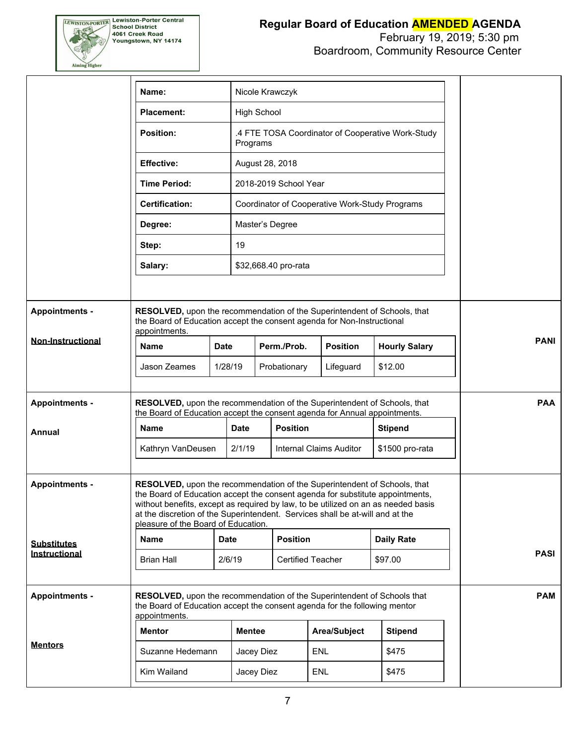| Name: | Nicole Krawczyk |
|---|---|
| Placement: | High School |
| Position: | .4 FTE TOSA Coordinator of Cooperative Work-Study Programs |
| Effective: | August 28, 2018 |
| Time Period: | 2018-2019 School Year |
| Certification: | Coordinator of Cooperative Work-Study Programs |
| Degree: | Master's Degree |
| Step: | 19 |
| Salary: | $32,668.40 pro-rata |

**Appointments -**

**Non-Instructional**

**PANI**

**RESOLVED,** upon the recommendation of the Superintendent of Schools, that the Board of Education accept the consent agenda for Non-Instructional appointments.

| Name | Date | Perm./Prob. | Position | Hourly Salary |
|---|---|---|---|---|
| Jason Zeames | 1/28/19 | Probationary | Lifeguard | $12.00 |

**Appointments -**

**Annual**

**PAA**

**RESOLVED,** upon the recommendation of the Superintendent of Schools, that the Board of Education accept the consent agenda for Annual appointments.

| Name | Date | Position | Stipend |
|---|---|---|---|
| Kathryn VanDeusen | 2/1/19 | Internal Claims Auditor | $1500 pro-rata |

**Appointments -**

**Substitutes Instructional**

**PASI**

**RESOLVED,** upon the recommendation of the Superintendent of Schools, that the Board of Education accept the consent agenda for substitute appointments, without benefits, except as required by law, to be utilized on an as needed basis at the discretion of the Superintendent. Services shall be at-will and at the pleasure of the Board of Education.

| Name | Date | Position | Daily Rate |
|---|---|---|---|
| Brian Hall | 2/6/19 | Certified Teacher | $97.00 |

**Appointments -**

**Mentors**

**PAM**

**RESOLVED,** upon the recommendation of the Superintendent of Schools that the Board of Education accept the consent agenda for the following mentor appointments.

| Mentor | Mentee | Area/Subject | Stipend |
|---|---|---|---|
| Suzanne Hedemann | Jacey Diez | ENL | $475 |
| Kim Wailand | Jacey Diez | ENL | $475 |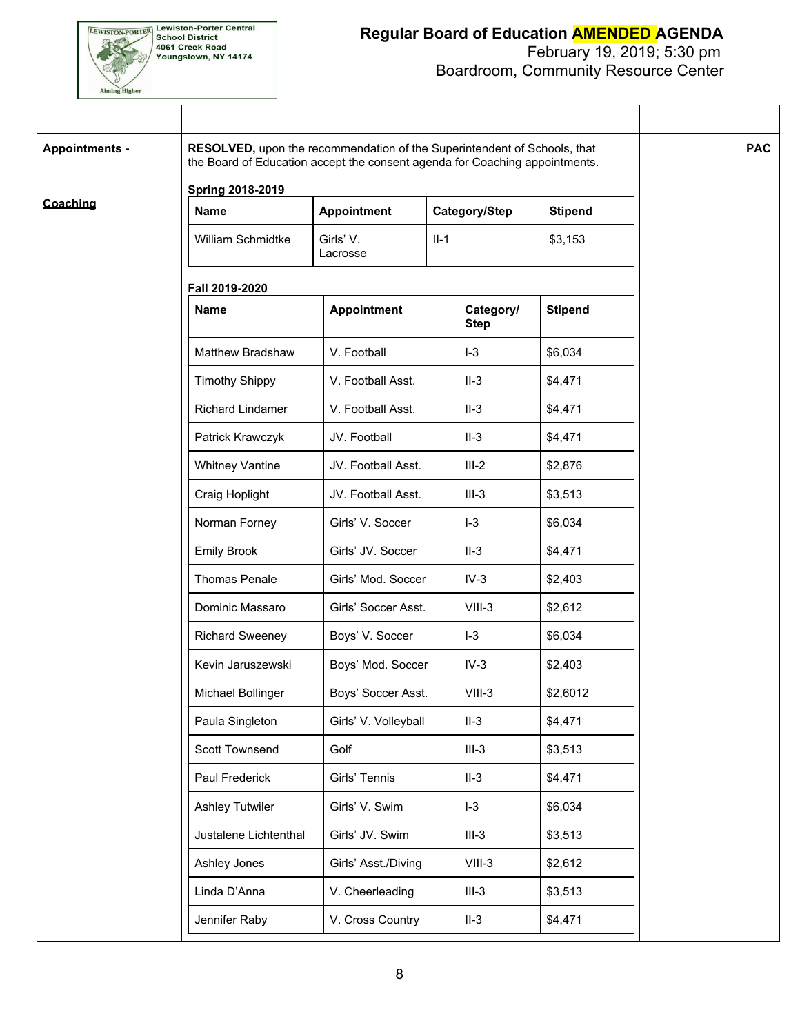# Regular Board of Education AMENDED AGENDA

February 19, 2019; 5:30 pm
Boardroom, Community Resource Center

Lewiston-Porter Central School District
4061 Creek Road
Youngstown, NY 14174

**Appointments -**

**Coaching**

**RESOLVED,** upon the recommendation of the Superintendent of Schools, that the Board of Education accept the consent agenda for Coaching appointments.

**PAC**

**Spring 2018-2019**

| Name | Appointment | Category/Step | Stipend |
|---|---|---|---|
| William Schmidtke | Girls' V. Lacrosse | II-1 | $3,153 |

**Fall 2019-2020**

| Name | Appointment | Category/ Step | Stipend |
|---|---|---|---|
| Matthew Bradshaw | V. Football | I-3 | $6,034 |
| Timothy Shippy | V. Football Asst. | II-3 | $4,471 |
| Richard Lindamer | V. Football Asst. | II-3 | $4,471 |
| Patrick Krawczyk | JV. Football | II-3 | $4,471 |
| Whitney Vantine | JV. Football Asst. | III-2 | $2,876 |
| Craig Hoplight | JV. Football Asst. | III-3 | $3,513 |
| Norman Forney | Girls' V. Soccer | I-3 | $6,034 |
| Emily Brook | Girls' JV. Soccer | II-3 | $4,471 |
| Thomas Penale | Girls' Mod. Soccer | IV-3 | $2,403 |
| Dominic Massaro | Girls' Soccer Asst. | VIII-3 | $2,612 |
| Richard Sweeney | Boys' V. Soccer | I-3 | $6,034 |
| Kevin Jaruszewski | Boys' Mod. Soccer | IV-3 | $2,403 |
| Michael Bollinger | Boys' Soccer Asst. | VIII-3 | $2,6012 |
| Paula Singleton | Girls' V. Volleyball | II-3 | $4,471 |
| Scott Townsend | Golf | III-3 | $3,513 |
| Paul Frederick | Girls' Tennis | II-3 | $4,471 |
| Ashley Tutwiler | Girls' V. Swim | I-3 | $6,034 |
| Justalene Lichtenthal | Girls' JV. Swim | III-3 | $3,513 |
| Ashley Jones | Girls' Asst./Diving | VIII-3 | $2,612 |
| Linda D'Anna | V. Cheerleading | III-3 | $3,513 |
| Jennifer Raby | V. Cross Country | II-3 | $4,471 |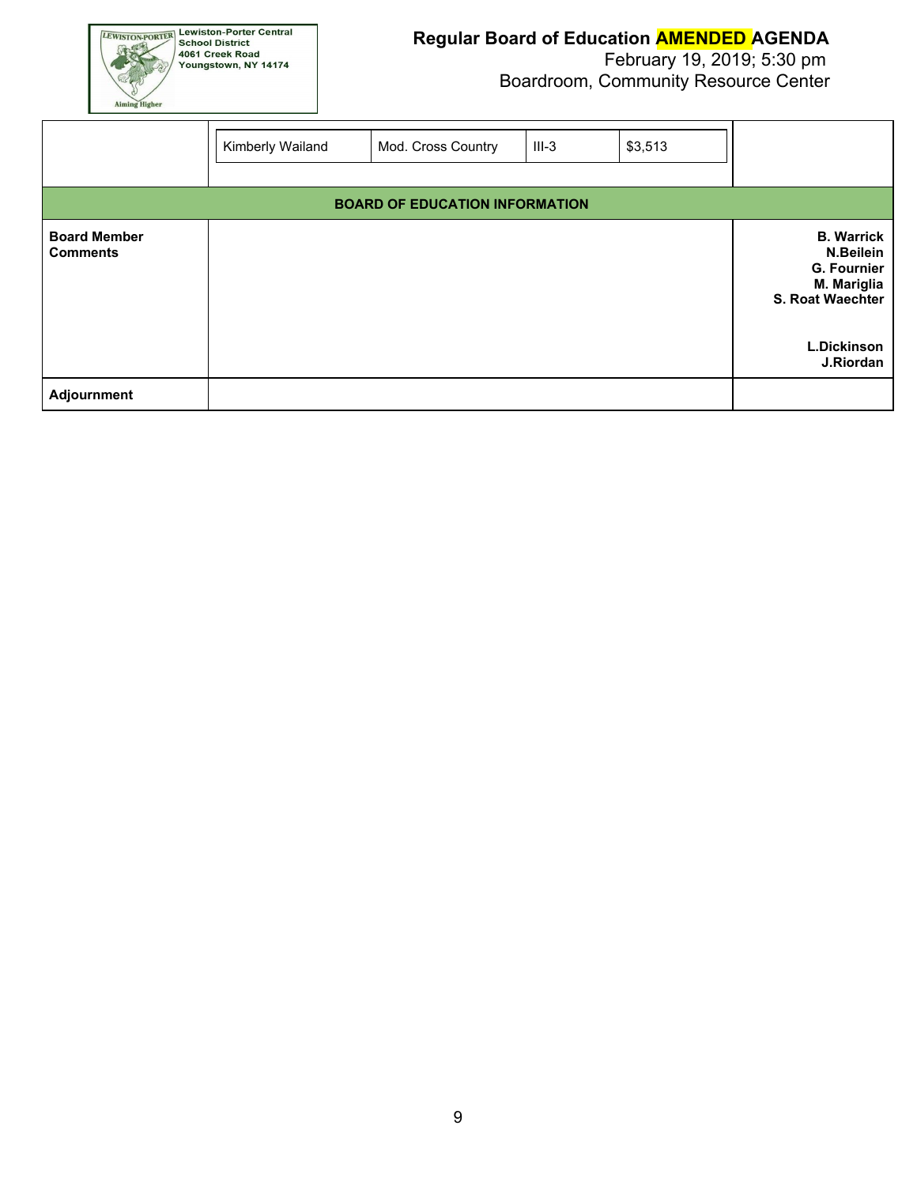| | | |
|---|---|---|
| | Kimberly Wailand \| Mod. Cross Country \| III-3 \| $3,513 | |
| **BOARD OF EDUCATION INFORMATION** | | |
| **Board Member Comments** | | **B. Warrick**<br>**N.Beilein**<br>**G. Fournier**<br>**M. Mariglia**<br>**S. Roat Waechter**<br><br>**L.Dickinson**<br>**J.Riordan** |
| **Adjournment** | | |